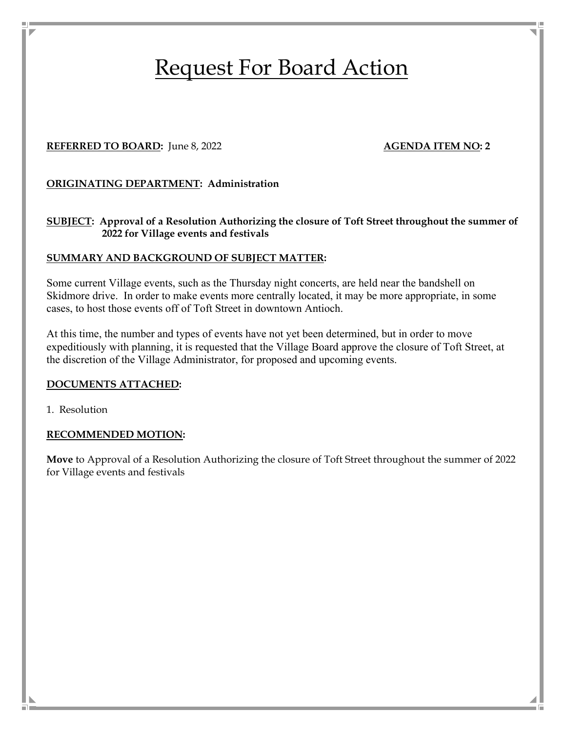# Request For Board Action

**REFERRED TO BOARD:** June 8, 2022 **AGENDA ITEM NO: 2**

**ORIGINATING DEPARTMENT: Administration**

**SUBJECT: Approval of a Resolution Authorizing the closure of Toft Street throughout the summer of 2022 for Village events and festivals**

**SUMMARY AND BACKGROUND OF SUBJECT MATTER:**

Some current Village events, such as the Thursday night concerts, are held near the bandshell on Skidmore drive. In order to make events more centrally located, it may be more appropriate, in some cases, to host those events off of Toft Street in downtown Antioch.

At this time, the number and types of events have not yet been determined, but in order to move expeditiously with planning, it is requested that the Village Board approve the closure of Toft Street, at the discretion of the Village Administrator, for proposed and upcoming events.

**DOCUMENTS ATTACHED:**

1. Resolution

**RECOMMENDED MOTION:**

**Move** to Approval of a Resolution Authorizing the closure of Toft Street throughout the summer of 2022 for Village events and festivals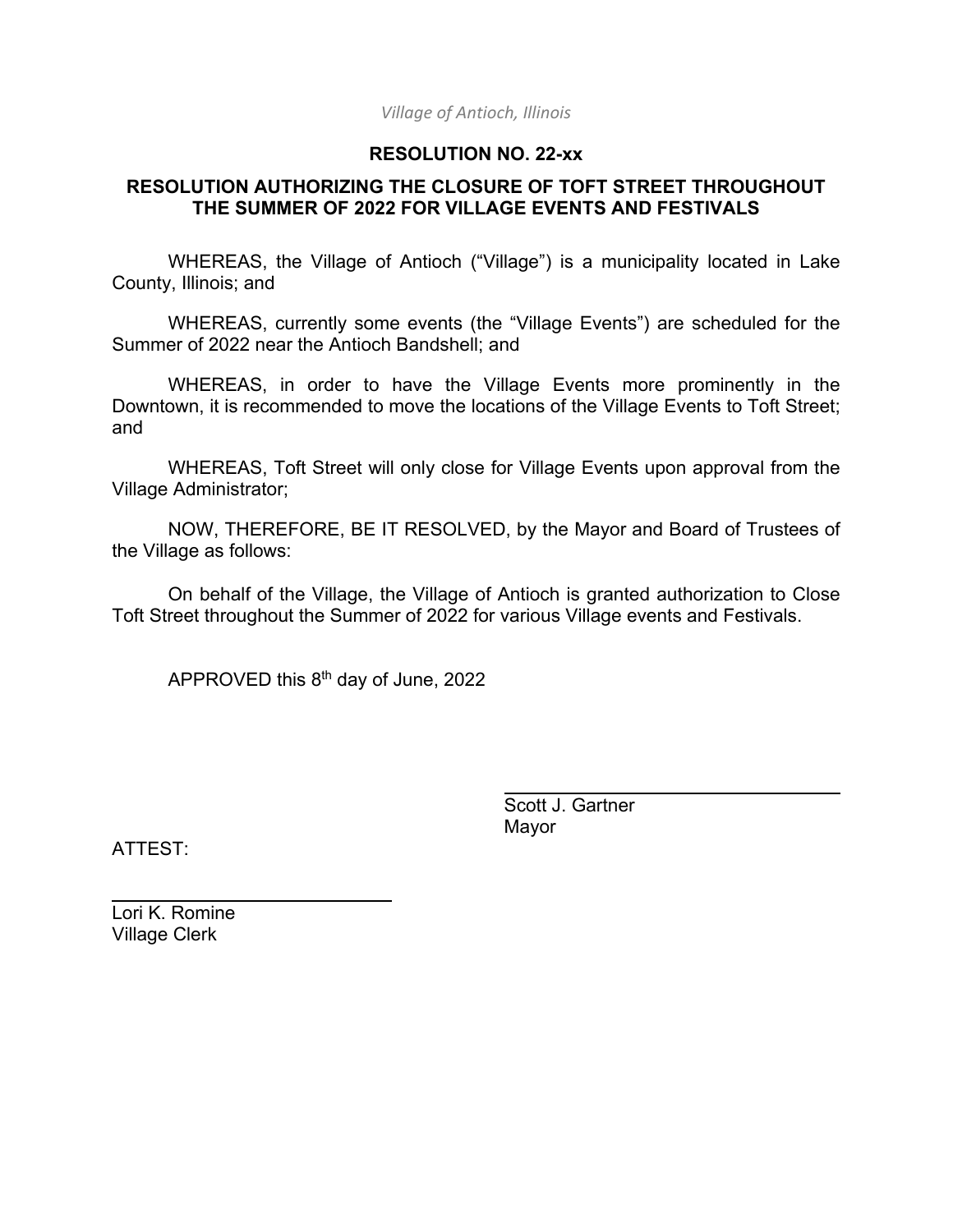*Village of Antioch, Illinois*

**RESOLUTION NO. 22-xx**

**RESOLUTION AUTHORIZING THE CLOSURE OF TOFT STREET THROUGHOUT THE SUMMER OF 2022 FOR VILLAGE EVENTS AND FESTIVALS**

WHEREAS, the Village of Antioch ("Village") is a municipality located in Lake County, Illinois; and

WHEREAS, currently some events (the "Village Events") are scheduled for the Summer of 2022 near the Antioch Bandshell; and

WHEREAS, in order to have the Village Events more prominently in the Downtown, it is recommended to move the locations of the Village Events to Toft Street; and

WHEREAS, Toft Street will only close for Village Events upon approval from the Village Administrator;

NOW, THEREFORE, BE IT RESOLVED, by the Mayor and Board of Trustees of the Village as follows:

On behalf of the Village, the Village of Antioch is granted authorization to Close Toft Street throughout the Summer of 2022 for various Village events and Festivals.

APPROVED this 8th day of June, 2022

\_\_\_\_\_\_\_\_\_\_\_\_\_\_\_\_\_\_\_\_\_\_\_\_\_\_\_\_\_\_
Scott J. Gartner
Mayor

ATTEST:

\_\_\_\_\_\_\_\_\_\_\_\_\_\_\_\_\_\_\_\_\_\_\_\_\_\_\_\_\_\_
Lori K. Romine
Village Clerk